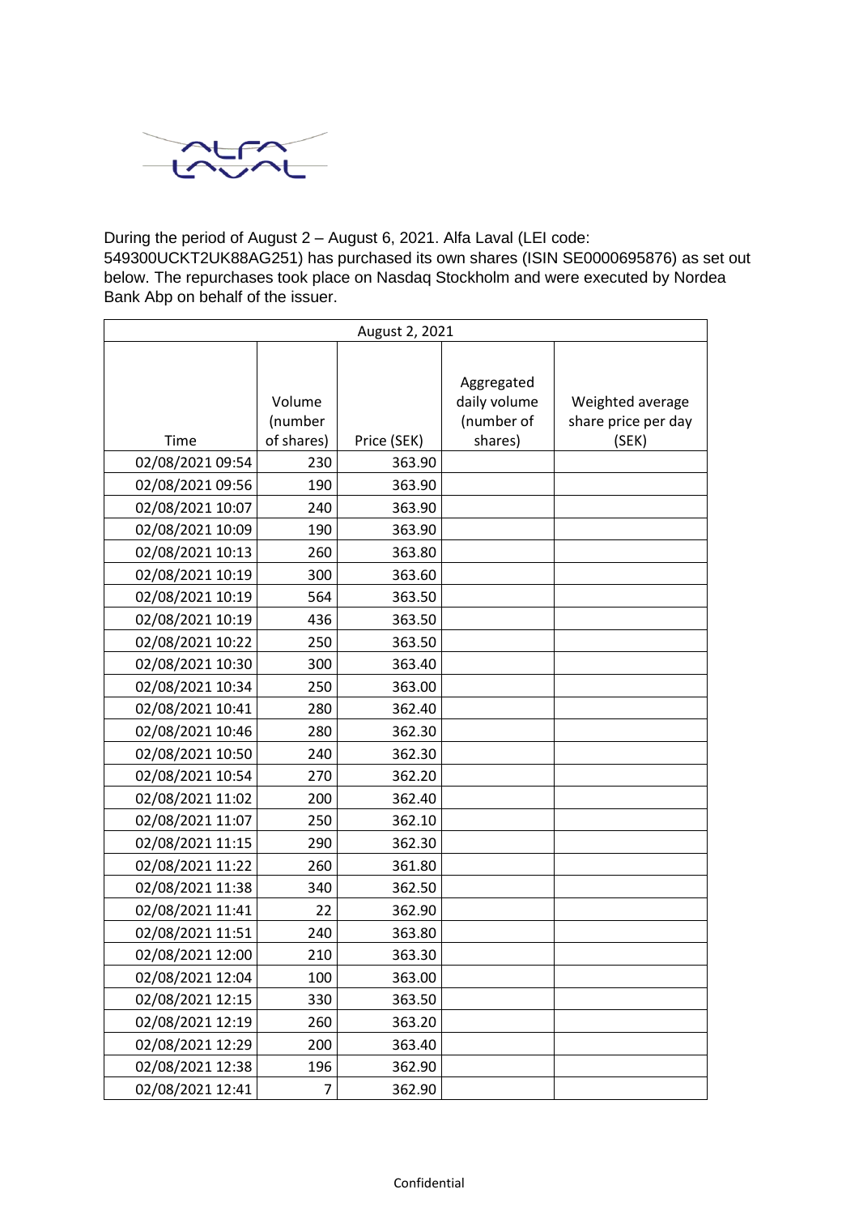During the period of August 2 – August 6, 2021. Alfa Laval (LEI code: 549300UCKT2UK88AG251) has purchased its own shares (ISIN SE0000695876) as set out below. The repurchases took place on Nasdaq Stockholm and were executed by Nordea Bank Abp on behalf of the issuer.

| August 2, 2021 | | | | |
|---|---|---|---|---|
| Time | Volume (number of shares) | Price (SEK) | Aggregated daily volume (number of shares) | Weighted average share price per day (SEK) |
| 02/08/2021 09:54 | 230 | 363.90 | | |
| 02/08/2021 09:56 | 190 | 363.90 | | |
| 02/08/2021 10:07 | 240 | 363.90 | | |
| 02/08/2021 10:09 | 190 | 363.90 | | |
| 02/08/2021 10:13 | 260 | 363.80 | | |
| 02/08/2021 10:19 | 300 | 363.60 | | |
| 02/08/2021 10:19 | 564 | 363.50 | | |
| 02/08/2021 10:19 | 436 | 363.50 | | |
| 02/08/2021 10:22 | 250 | 363.50 | | |
| 02/08/2021 10:30 | 300 | 363.40 | | |
| 02/08/2021 10:34 | 250 | 363.00 | | |
| 02/08/2021 10:41 | 280 | 362.40 | | |
| 02/08/2021 10:46 | 280 | 362.30 | | |
| 02/08/2021 10:50 | 240 | 362.30 | | |
| 02/08/2021 10:54 | 270 | 362.20 | | |
| 02/08/2021 11:02 | 200 | 362.40 | | |
| 02/08/2021 11:07 | 250 | 362.10 | | |
| 02/08/2021 11:15 | 290 | 362.30 | | |
| 02/08/2021 11:22 | 260 | 361.80 | | |
| 02/08/2021 11:38 | 340 | 362.50 | | |
| 02/08/2021 11:41 | 22 | 362.90 | | |
| 02/08/2021 11:51 | 240 | 363.80 | | |
| 02/08/2021 12:00 | 210 | 363.30 | | |
| 02/08/2021 12:04 | 100 | 363.00 | | |
| 02/08/2021 12:15 | 330 | 363.50 | | |
| 02/08/2021 12:19 | 260 | 363.20 | | |
| 02/08/2021 12:29 | 200 | 363.40 | | |
| 02/08/2021 12:38 | 196 | 362.90 | | |
| 02/08/2021 12:41 | 7 | 362.90 | | |

Confidential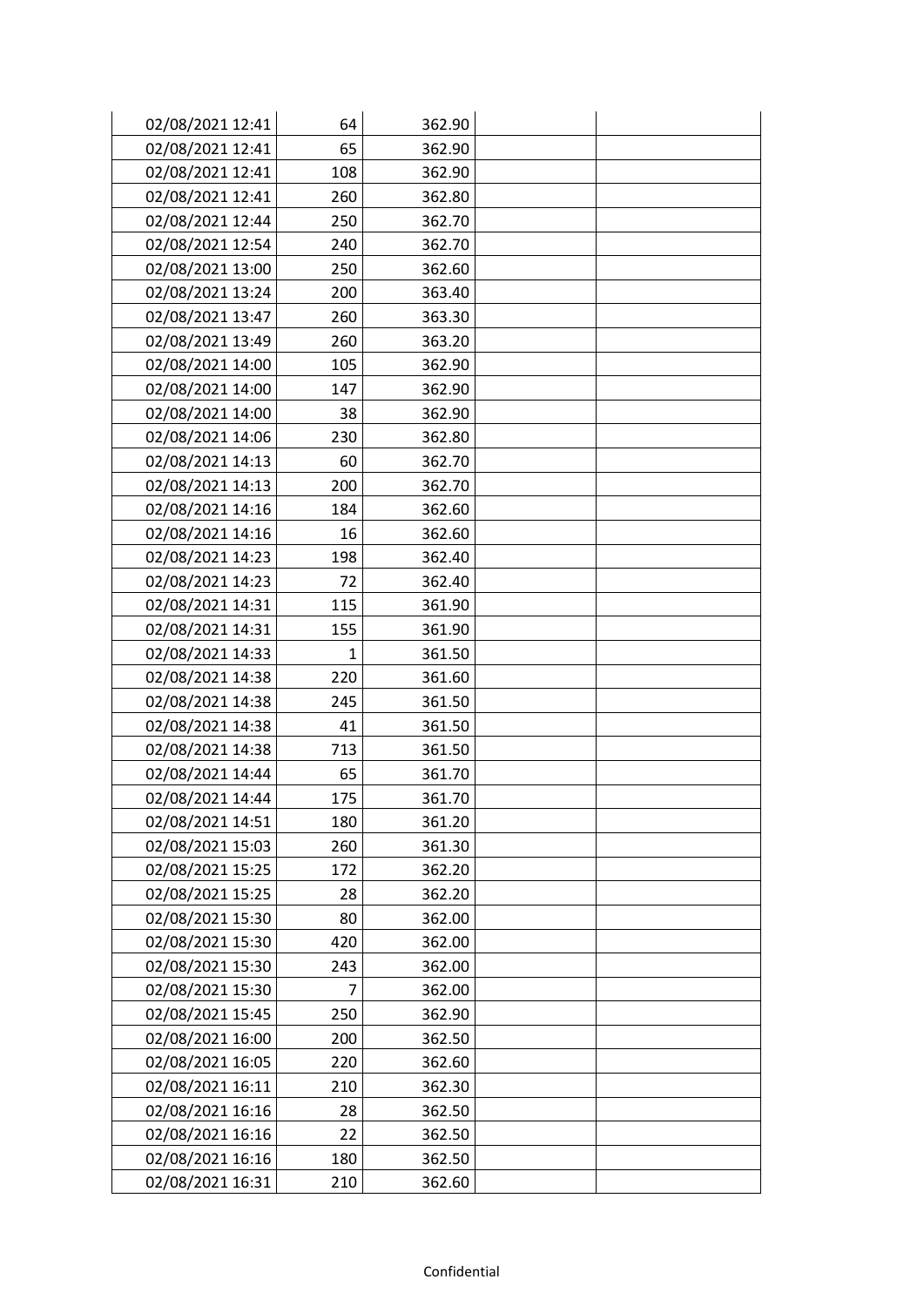| | | | | |
|---|---|---|---|---|
| 02/08/2021 12:41 | 64 | 362.90 | | |
| 02/08/2021 12:41 | 65 | 362.90 | | |
| 02/08/2021 12:41 | 108 | 362.90 | | |
| 02/08/2021 12:41 | 260 | 362.80 | | |
| 02/08/2021 12:44 | 250 | 362.70 | | |
| 02/08/2021 12:54 | 240 | 362.70 | | |
| 02/08/2021 13:00 | 250 | 362.60 | | |
| 02/08/2021 13:24 | 200 | 363.40 | | |
| 02/08/2021 13:47 | 260 | 363.30 | | |
| 02/08/2021 13:49 | 260 | 363.20 | | |
| 02/08/2021 14:00 | 105 | 362.90 | | |
| 02/08/2021 14:00 | 147 | 362.90 | | |
| 02/08/2021 14:00 | 38 | 362.90 | | |
| 02/08/2021 14:06 | 230 | 362.80 | | |
| 02/08/2021 14:13 | 60 | 362.70 | | |
| 02/08/2021 14:13 | 200 | 362.70 | | |
| 02/08/2021 14:16 | 184 | 362.60 | | |
| 02/08/2021 14:16 | 16 | 362.60 | | |
| 02/08/2021 14:23 | 198 | 362.40 | | |
| 02/08/2021 14:23 | 72 | 362.40 | | |
| 02/08/2021 14:31 | 115 | 361.90 | | |
| 02/08/2021 14:31 | 155 | 361.90 | | |
| 02/08/2021 14:33 | 1 | 361.50 | | |
| 02/08/2021 14:38 | 220 | 361.60 | | |
| 02/08/2021 14:38 | 245 | 361.50 | | |
| 02/08/2021 14:38 | 41 | 361.50 | | |
| 02/08/2021 14:38 | 713 | 361.50 | | |
| 02/08/2021 14:44 | 65 | 361.70 | | |
| 02/08/2021 14:44 | 175 | 361.70 | | |
| 02/08/2021 14:51 | 180 | 361.20 | | |
| 02/08/2021 15:03 | 260 | 361.30 | | |
| 02/08/2021 15:25 | 172 | 362.20 | | |
| 02/08/2021 15:25 | 28 | 362.20 | | |
| 02/08/2021 15:30 | 80 | 362.00 | | |
| 02/08/2021 15:30 | 420 | 362.00 | | |
| 02/08/2021 15:30 | 243 | 362.00 | | |
| 02/08/2021 15:30 | 7 | 362.00 | | |
| 02/08/2021 15:45 | 250 | 362.90 | | |
| 02/08/2021 16:00 | 200 | 362.50 | | |
| 02/08/2021 16:05 | 220 | 362.60 | | |
| 02/08/2021 16:11 | 210 | 362.30 | | |
| 02/08/2021 16:16 | 28 | 362.50 | | |
| 02/08/2021 16:16 | 22 | 362.50 | | |
| 02/08/2021 16:16 | 180 | 362.50 | | |
| 02/08/2021 16:31 | 210 | 362.60 | | |

Confidential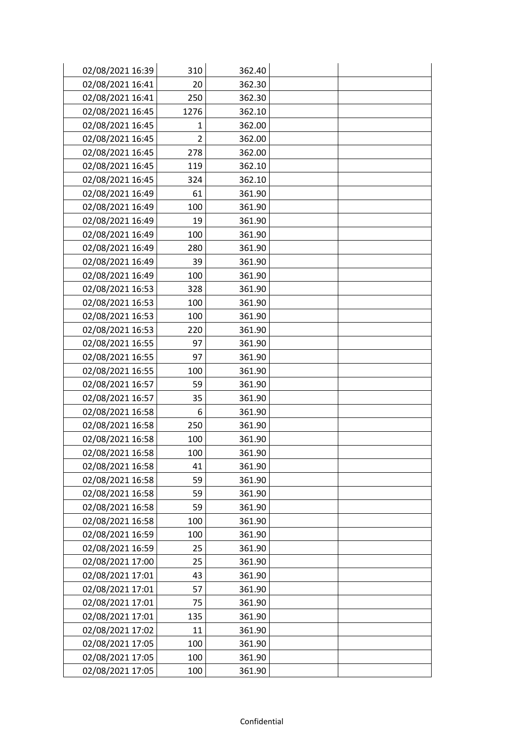| | | | | |
|---|---|---|---|---|
| 02/08/2021 16:39 | 310 | 362.40 | | |
| 02/08/2021 16:41 | 20 | 362.30 | | |
| 02/08/2021 16:41 | 250 | 362.30 | | |
| 02/08/2021 16:45 | 1276 | 362.10 | | |
| 02/08/2021 16:45 | 1 | 362.00 | | |
| 02/08/2021 16:45 | 2 | 362.00 | | |
| 02/08/2021 16:45 | 278 | 362.00 | | |
| 02/08/2021 16:45 | 119 | 362.10 | | |
| 02/08/2021 16:45 | 324 | 362.10 | | |
| 02/08/2021 16:49 | 61 | 361.90 | | |
| 02/08/2021 16:49 | 100 | 361.90 | | |
| 02/08/2021 16:49 | 19 | 361.90 | | |
| 02/08/2021 16:49 | 100 | 361.90 | | |
| 02/08/2021 16:49 | 280 | 361.90 | | |
| 02/08/2021 16:49 | 39 | 361.90 | | |
| 02/08/2021 16:49 | 100 | 361.90 | | |
| 02/08/2021 16:53 | 328 | 361.90 | | |
| 02/08/2021 16:53 | 100 | 361.90 | | |
| 02/08/2021 16:53 | 100 | 361.90 | | |
| 02/08/2021 16:53 | 220 | 361.90 | | |
| 02/08/2021 16:55 | 97 | 361.90 | | |
| 02/08/2021 16:55 | 97 | 361.90 | | |
| 02/08/2021 16:55 | 100 | 361.90 | | |
| 02/08/2021 16:57 | 59 | 361.90 | | |
| 02/08/2021 16:57 | 35 | 361.90 | | |
| 02/08/2021 16:58 | 6 | 361.90 | | |
| 02/08/2021 16:58 | 250 | 361.90 | | |
| 02/08/2021 16:58 | 100 | 361.90 | | |
| 02/08/2021 16:58 | 100 | 361.90 | | |
| 02/08/2021 16:58 | 41 | 361.90 | | |
| 02/08/2021 16:58 | 59 | 361.90 | | |
| 02/08/2021 16:58 | 59 | 361.90 | | |
| 02/08/2021 16:58 | 59 | 361.90 | | |
| 02/08/2021 16:58 | 100 | 361.90 | | |
| 02/08/2021 16:59 | 100 | 361.90 | | |
| 02/08/2021 16:59 | 25 | 361.90 | | |
| 02/08/2021 17:00 | 25 | 361.90 | | |
| 02/08/2021 17:01 | 43 | 361.90 | | |
| 02/08/2021 17:01 | 57 | 361.90 | | |
| 02/08/2021 17:01 | 75 | 361.90 | | |
| 02/08/2021 17:01 | 135 | 361.90 | | |
| 02/08/2021 17:02 | 11 | 361.90 | | |
| 02/08/2021 17:05 | 100 | 361.90 | | |
| 02/08/2021 17:05 | 100 | 361.90 | | |
| 02/08/2021 17:05 | 100 | 361.90 | | |

Confidential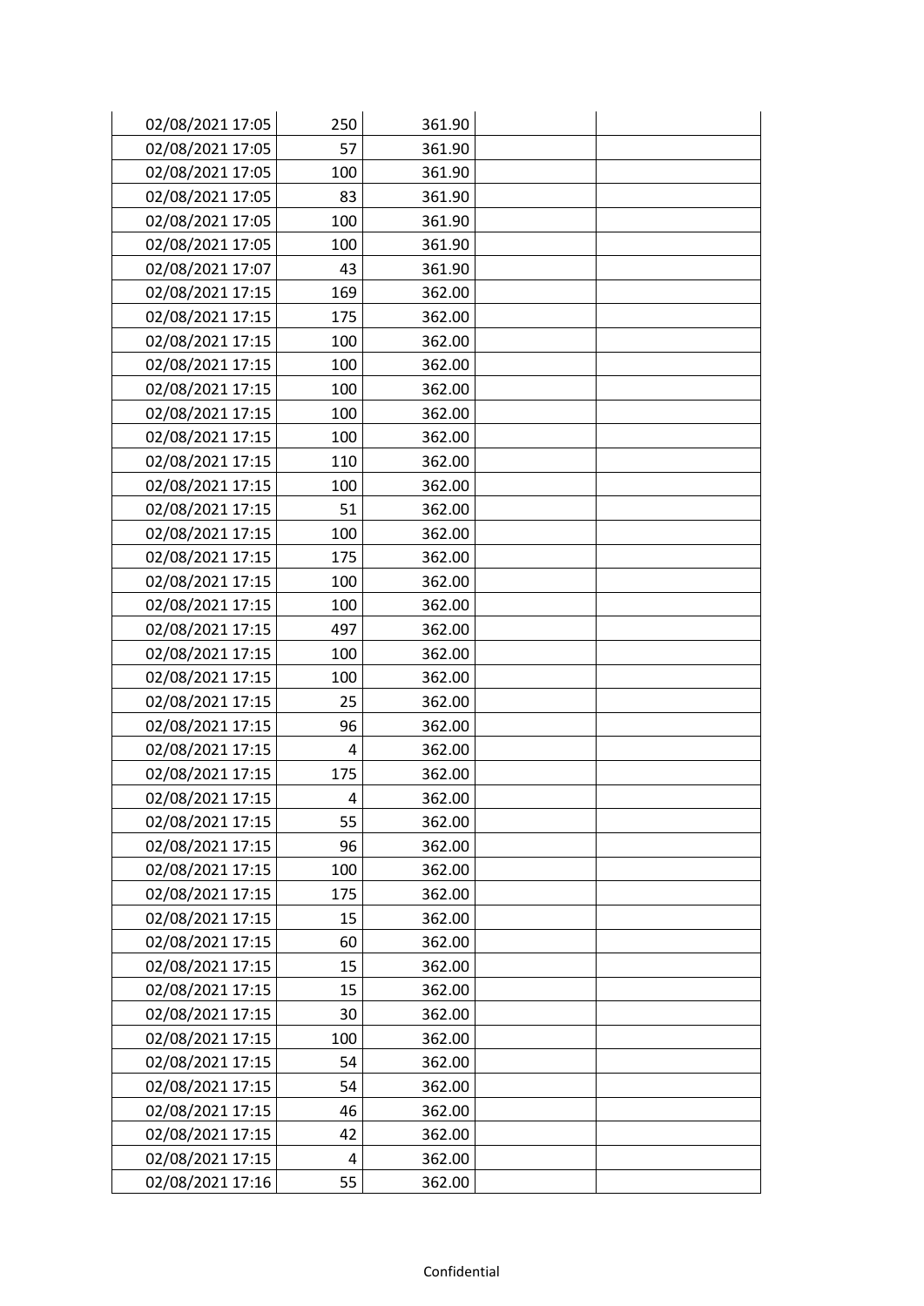| | | | | |
|---|---|---|---|---|
| 02/08/2021 17:05 | 250 | 361.90 | | |
| 02/08/2021 17:05 | 57 | 361.90 | | |
| 02/08/2021 17:05 | 100 | 361.90 | | |
| 02/08/2021 17:05 | 83 | 361.90 | | |
| 02/08/2021 17:05 | 100 | 361.90 | | |
| 02/08/2021 17:05 | 100 | 361.90 | | |
| 02/08/2021 17:07 | 43 | 361.90 | | |
| 02/08/2021 17:15 | 169 | 362.00 | | |
| 02/08/2021 17:15 | 175 | 362.00 | | |
| 02/08/2021 17:15 | 100 | 362.00 | | |
| 02/08/2021 17:15 | 100 | 362.00 | | |
| 02/08/2021 17:15 | 100 | 362.00 | | |
| 02/08/2021 17:15 | 100 | 362.00 | | |
| 02/08/2021 17:15 | 100 | 362.00 | | |
| 02/08/2021 17:15 | 110 | 362.00 | | |
| 02/08/2021 17:15 | 100 | 362.00 | | |
| 02/08/2021 17:15 | 51 | 362.00 | | |
| 02/08/2021 17:15 | 100 | 362.00 | | |
| 02/08/2021 17:15 | 175 | 362.00 | | |
| 02/08/2021 17:15 | 100 | 362.00 | | |
| 02/08/2021 17:15 | 100 | 362.00 | | |
| 02/08/2021 17:15 | 497 | 362.00 | | |
| 02/08/2021 17:15 | 100 | 362.00 | | |
| 02/08/2021 17:15 | 100 | 362.00 | | |
| 02/08/2021 17:15 | 25 | 362.00 | | |
| 02/08/2021 17:15 | 96 | 362.00 | | |
| 02/08/2021 17:15 | 4 | 362.00 | | |
| 02/08/2021 17:15 | 175 | 362.00 | | |
| 02/08/2021 17:15 | 4 | 362.00 | | |
| 02/08/2021 17:15 | 55 | 362.00 | | |
| 02/08/2021 17:15 | 96 | 362.00 | | |
| 02/08/2021 17:15 | 100 | 362.00 | | |
| 02/08/2021 17:15 | 175 | 362.00 | | |
| 02/08/2021 17:15 | 15 | 362.00 | | |
| 02/08/2021 17:15 | 60 | 362.00 | | |
| 02/08/2021 17:15 | 15 | 362.00 | | |
| 02/08/2021 17:15 | 15 | 362.00 | | |
| 02/08/2021 17:15 | 30 | 362.00 | | |
| 02/08/2021 17:15 | 100 | 362.00 | | |
| 02/08/2021 17:15 | 54 | 362.00 | | |
| 02/08/2021 17:15 | 54 | 362.00 | | |
| 02/08/2021 17:15 | 46 | 362.00 | | |
| 02/08/2021 17:15 | 42 | 362.00 | | |
| 02/08/2021 17:15 | 4 | 362.00 | | |
| 02/08/2021 17:16 | 55 | 362.00 | | |

Confidential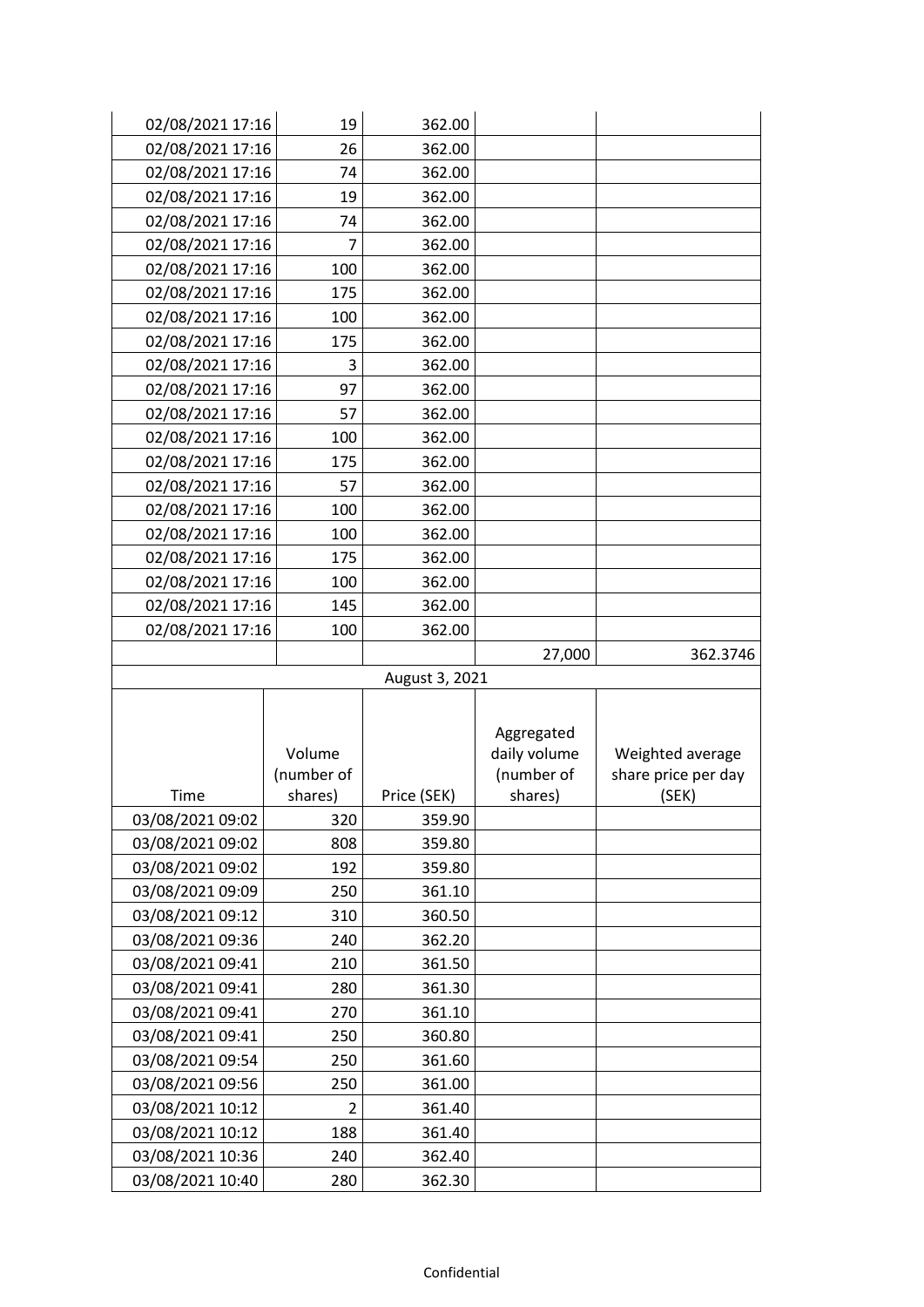| | | | | |
|---|---|---|---|---|
| 02/08/2021 17:16 | 19 | 362.00 | | |
| 02/08/2021 17:16 | 26 | 362.00 | | |
| 02/08/2021 17:16 | 74 | 362.00 | | |
| 02/08/2021 17:16 | 19 | 362.00 | | |
| 02/08/2021 17:16 | 74 | 362.00 | | |
| 02/08/2021 17:16 | 7 | 362.00 | | |
| 02/08/2021 17:16 | 100 | 362.00 | | |
| 02/08/2021 17:16 | 175 | 362.00 | | |
| 02/08/2021 17:16 | 100 | 362.00 | | |
| 02/08/2021 17:16 | 175 | 362.00 | | |
| 02/08/2021 17:16 | 3 | 362.00 | | |
| 02/08/2021 17:16 | 97 | 362.00 | | |
| 02/08/2021 17:16 | 57 | 362.00 | | |
| 02/08/2021 17:16 | 100 | 362.00 | | |
| 02/08/2021 17:16 | 175 | 362.00 | | |
| 02/08/2021 17:16 | 57 | 362.00 | | |
| 02/08/2021 17:16 | 100 | 362.00 | | |
| 02/08/2021 17:16 | 100 | 362.00 | | |
| 02/08/2021 17:16 | 175 | 362.00 | | |
| 02/08/2021 17:16 | 100 | 362.00 | | |
| 02/08/2021 17:16 | 145 | 362.00 | | |
| 02/08/2021 17:16 | 100 | 362.00 | | |
| | | | 27,000 | 362.3746 |

August 3, 2021

| Time | Volume (number of shares) | Price (SEK) | Aggregated daily volume (number of shares) | Weighted average share price per day (SEK) |
|---|---|---|---|---|
| 03/08/2021 09:02 | 320 | 359.90 | | |
| 03/08/2021 09:02 | 808 | 359.80 | | |
| 03/08/2021 09:02 | 192 | 359.80 | | |
| 03/08/2021 09:09 | 250 | 361.10 | | |
| 03/08/2021 09:12 | 310 | 360.50 | | |
| 03/08/2021 09:36 | 240 | 362.20 | | |
| 03/08/2021 09:41 | 210 | 361.50 | | |
| 03/08/2021 09:41 | 280 | 361.30 | | |
| 03/08/2021 09:41 | 270 | 361.10 | | |
| 03/08/2021 09:41 | 250 | 360.80 | | |
| 03/08/2021 09:54 | 250 | 361.60 | | |
| 03/08/2021 09:56 | 250 | 361.00 | | |
| 03/08/2021 10:12 | 2 | 361.40 | | |
| 03/08/2021 10:12 | 188 | 361.40 | | |
| 03/08/2021 10:36 | 240 | 362.40 | | |
| 03/08/2021 10:40 | 280 | 362.30 | | |

Confidential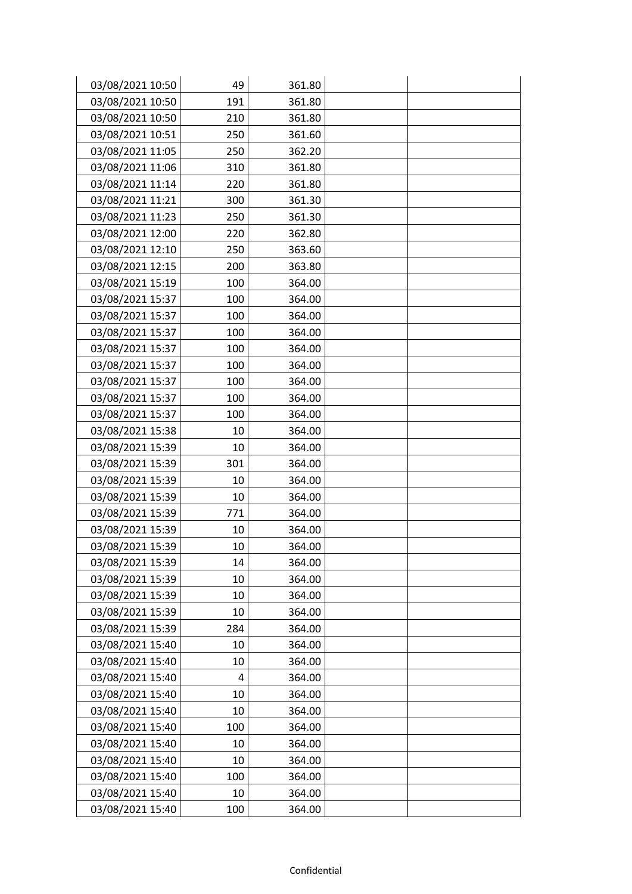| | | | | |
|---|---|---|---|---|
| 03/08/2021 10:50 | 49 | 361.80 | | |
| 03/08/2021 10:50 | 191 | 361.80 | | |
| 03/08/2021 10:50 | 210 | 361.80 | | |
| 03/08/2021 10:51 | 250 | 361.60 | | |
| 03/08/2021 11:05 | 250 | 362.20 | | |
| 03/08/2021 11:06 | 310 | 361.80 | | |
| 03/08/2021 11:14 | 220 | 361.80 | | |
| 03/08/2021 11:21 | 300 | 361.30 | | |
| 03/08/2021 11:23 | 250 | 361.30 | | |
| 03/08/2021 12:00 | 220 | 362.80 | | |
| 03/08/2021 12:10 | 250 | 363.60 | | |
| 03/08/2021 12:15 | 200 | 363.80 | | |
| 03/08/2021 15:19 | 100 | 364.00 | | |
| 03/08/2021 15:37 | 100 | 364.00 | | |
| 03/08/2021 15:37 | 100 | 364.00 | | |
| 03/08/2021 15:37 | 100 | 364.00 | | |
| 03/08/2021 15:37 | 100 | 364.00 | | |
| 03/08/2021 15:37 | 100 | 364.00 | | |
| 03/08/2021 15:37 | 100 | 364.00 | | |
| 03/08/2021 15:37 | 100 | 364.00 | | |
| 03/08/2021 15:37 | 100 | 364.00 | | |
| 03/08/2021 15:38 | 10 | 364.00 | | |
| 03/08/2021 15:39 | 10 | 364.00 | | |
| 03/08/2021 15:39 | 301 | 364.00 | | |
| 03/08/2021 15:39 | 10 | 364.00 | | |
| 03/08/2021 15:39 | 10 | 364.00 | | |
| 03/08/2021 15:39 | 771 | 364.00 | | |
| 03/08/2021 15:39 | 10 | 364.00 | | |
| 03/08/2021 15:39 | 10 | 364.00 | | |
| 03/08/2021 15:39 | 14 | 364.00 | | |
| 03/08/2021 15:39 | 10 | 364.00 | | |
| 03/08/2021 15:39 | 10 | 364.00 | | |
| 03/08/2021 15:39 | 10 | 364.00 | | |
| 03/08/2021 15:39 | 284 | 364.00 | | |
| 03/08/2021 15:40 | 10 | 364.00 | | |
| 03/08/2021 15:40 | 10 | 364.00 | | |
| 03/08/2021 15:40 | 4 | 364.00 | | |
| 03/08/2021 15:40 | 10 | 364.00 | | |
| 03/08/2021 15:40 | 10 | 364.00 | | |
| 03/08/2021 15:40 | 100 | 364.00 | | |
| 03/08/2021 15:40 | 10 | 364.00 | | |
| 03/08/2021 15:40 | 10 | 364.00 | | |
| 03/08/2021 15:40 | 100 | 364.00 | | |
| 03/08/2021 15:40 | 10 | 364.00 | | |
| 03/08/2021 15:40 | 100 | 364.00 | | |

Confidential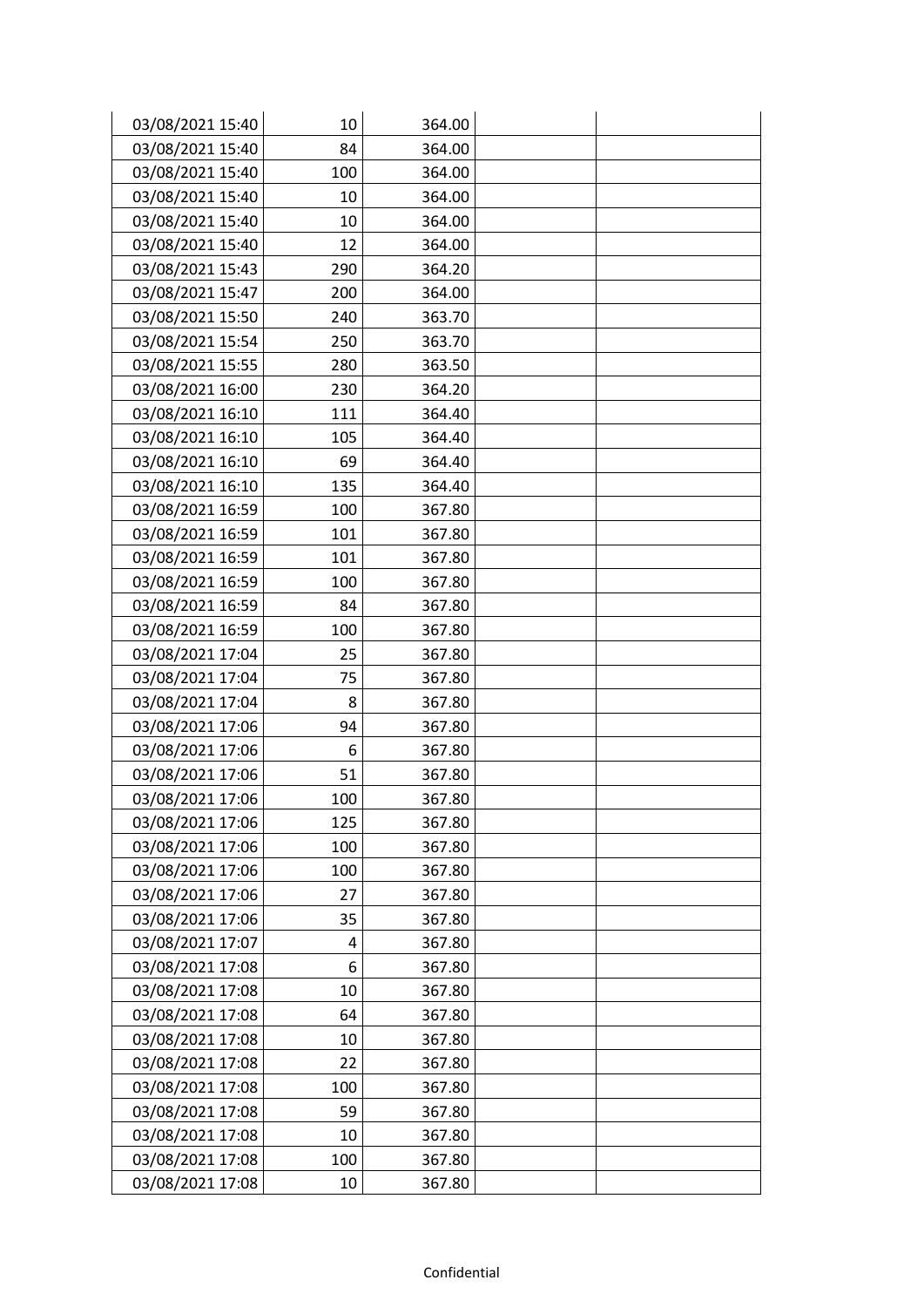| | | | | |
|---|---|---|---|---|
| 03/08/2021 15:40 | 10 | 364.00 | | |
| 03/08/2021 15:40 | 84 | 364.00 | | |
| 03/08/2021 15:40 | 100 | 364.00 | | |
| 03/08/2021 15:40 | 10 | 364.00 | | |
| 03/08/2021 15:40 | 10 | 364.00 | | |
| 03/08/2021 15:40 | 12 | 364.00 | | |
| 03/08/2021 15:43 | 290 | 364.20 | | |
| 03/08/2021 15:47 | 200 | 364.00 | | |
| 03/08/2021 15:50 | 240 | 363.70 | | |
| 03/08/2021 15:54 | 250 | 363.70 | | |
| 03/08/2021 15:55 | 280 | 363.50 | | |
| 03/08/2021 16:00 | 230 | 364.20 | | |
| 03/08/2021 16:10 | 111 | 364.40 | | |
| 03/08/2021 16:10 | 105 | 364.40 | | |
| 03/08/2021 16:10 | 69 | 364.40 | | |
| 03/08/2021 16:10 | 135 | 364.40 | | |
| 03/08/2021 16:59 | 100 | 367.80 | | |
| 03/08/2021 16:59 | 101 | 367.80 | | |
| 03/08/2021 16:59 | 101 | 367.80 | | |
| 03/08/2021 16:59 | 100 | 367.80 | | |
| 03/08/2021 16:59 | 84 | 367.80 | | |
| 03/08/2021 16:59 | 100 | 367.80 | | |
| 03/08/2021 17:04 | 25 | 367.80 | | |
| 03/08/2021 17:04 | 75 | 367.80 | | |
| 03/08/2021 17:04 | 8 | 367.80 | | |
| 03/08/2021 17:06 | 94 | 367.80 | | |
| 03/08/2021 17:06 | 6 | 367.80 | | |
| 03/08/2021 17:06 | 51 | 367.80 | | |
| 03/08/2021 17:06 | 100 | 367.80 | | |
| 03/08/2021 17:06 | 125 | 367.80 | | |
| 03/08/2021 17:06 | 100 | 367.80 | | |
| 03/08/2021 17:06 | 100 | 367.80 | | |
| 03/08/2021 17:06 | 27 | 367.80 | | |
| 03/08/2021 17:06 | 35 | 367.80 | | |
| 03/08/2021 17:07 | 4 | 367.80 | | |
| 03/08/2021 17:08 | 6 | 367.80 | | |
| 03/08/2021 17:08 | 10 | 367.80 | | |
| 03/08/2021 17:08 | 64 | 367.80 | | |
| 03/08/2021 17:08 | 10 | 367.80 | | |
| 03/08/2021 17:08 | 22 | 367.80 | | |
| 03/08/2021 17:08 | 100 | 367.80 | | |
| 03/08/2021 17:08 | 59 | 367.80 | | |
| 03/08/2021 17:08 | 10 | 367.80 | | |
| 03/08/2021 17:08 | 100 | 367.80 | | |
| 03/08/2021 17:08 | 10 | 367.80 | | |

Confidential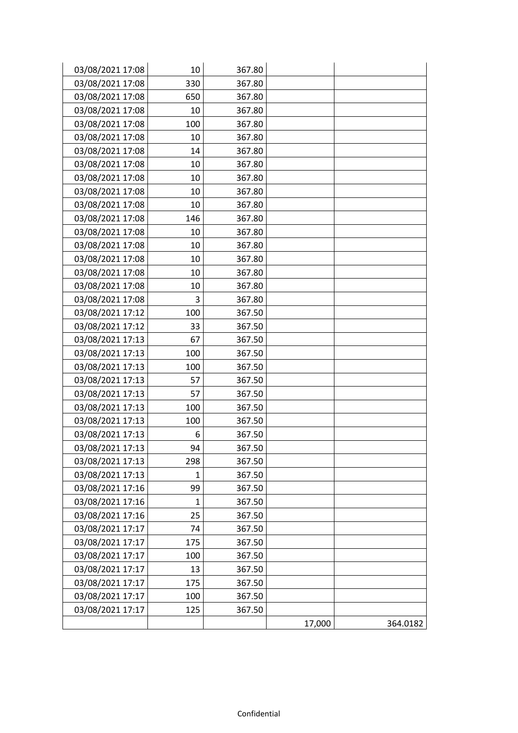| | | | | |
|---|---|---|---|---|
| 03/08/2021 17:08 | 10 | 367.80 | | |
| 03/08/2021 17:08 | 330 | 367.80 | | |
| 03/08/2021 17:08 | 650 | 367.80 | | |
| 03/08/2021 17:08 | 10 | 367.80 | | |
| 03/08/2021 17:08 | 100 | 367.80 | | |
| 03/08/2021 17:08 | 10 | 367.80 | | |
| 03/08/2021 17:08 | 14 | 367.80 | | |
| 03/08/2021 17:08 | 10 | 367.80 | | |
| 03/08/2021 17:08 | 10 | 367.80 | | |
| 03/08/2021 17:08 | 10 | 367.80 | | |
| 03/08/2021 17:08 | 10 | 367.80 | | |
| 03/08/2021 17:08 | 146 | 367.80 | | |
| 03/08/2021 17:08 | 10 | 367.80 | | |
| 03/08/2021 17:08 | 10 | 367.80 | | |
| 03/08/2021 17:08 | 10 | 367.80 | | |
| 03/08/2021 17:08 | 10 | 367.80 | | |
| 03/08/2021 17:08 | 10 | 367.80 | | |
| 03/08/2021 17:08 | 3 | 367.80 | | |
| 03/08/2021 17:12 | 100 | 367.50 | | |
| 03/08/2021 17:12 | 33 | 367.50 | | |
| 03/08/2021 17:13 | 67 | 367.50 | | |
| 03/08/2021 17:13 | 100 | 367.50 | | |
| 03/08/2021 17:13 | 100 | 367.50 | | |
| 03/08/2021 17:13 | 57 | 367.50 | | |
| 03/08/2021 17:13 | 57 | 367.50 | | |
| 03/08/2021 17:13 | 100 | 367.50 | | |
| 03/08/2021 17:13 | 100 | 367.50 | | |
| 03/08/2021 17:13 | 6 | 367.50 | | |
| 03/08/2021 17:13 | 94 | 367.50 | | |
| 03/08/2021 17:13 | 298 | 367.50 | | |
| 03/08/2021 17:13 | 1 | 367.50 | | |
| 03/08/2021 17:16 | 99 | 367.50 | | |
| 03/08/2021 17:16 | 1 | 367.50 | | |
| 03/08/2021 17:16 | 25 | 367.50 | | |
| 03/08/2021 17:17 | 74 | 367.50 | | |
| 03/08/2021 17:17 | 175 | 367.50 | | |
| 03/08/2021 17:17 | 100 | 367.50 | | |
| 03/08/2021 17:17 | 13 | 367.50 | | |
| 03/08/2021 17:17 | 175 | 367.50 | | |
| 03/08/2021 17:17 | 100 | 367.50 | | |
| 03/08/2021 17:17 | 125 | 367.50 | | |
| | | | 17,000 | 364.0182 |

Confidential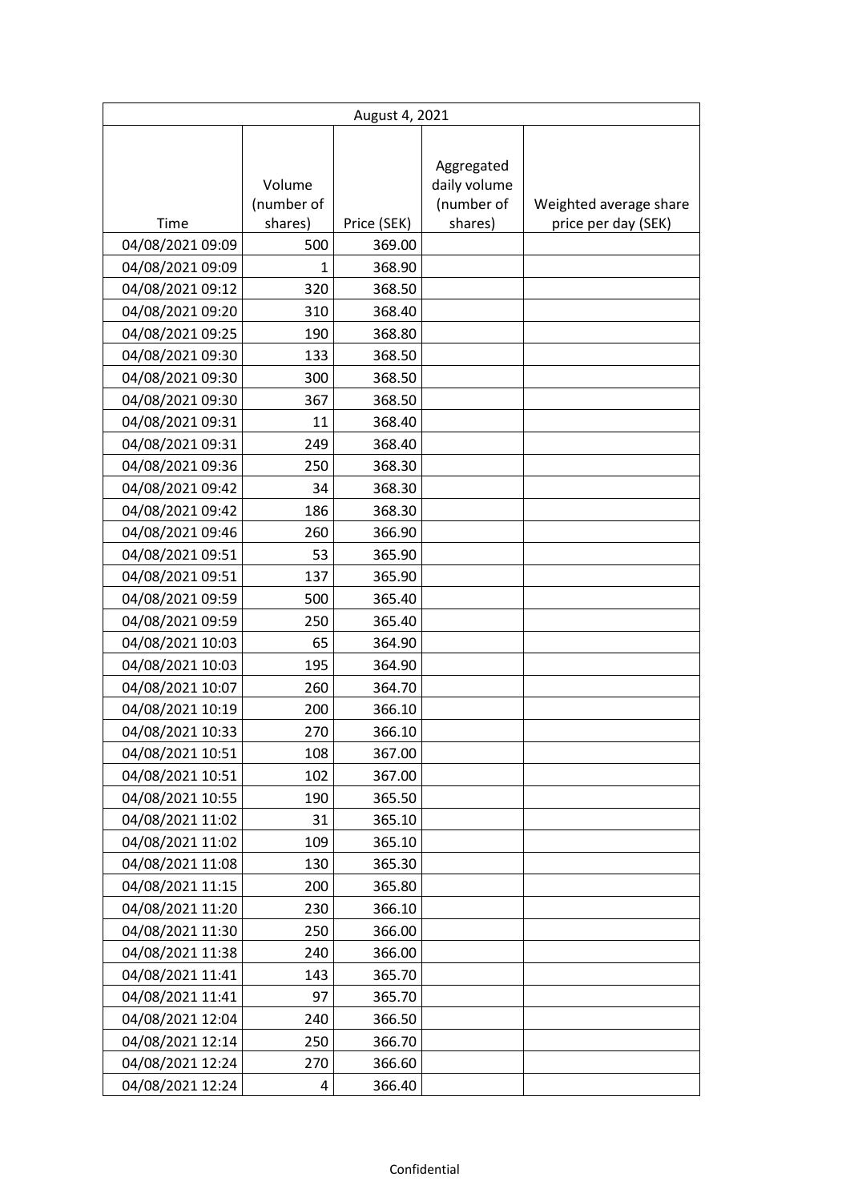| August 4, 2021 | | | | |
|---|---|---|---|---|
| Time | Volume (number of shares) | Price (SEK) | Aggregated daily volume (number of shares) | Weighted average share price per day (SEK) |
| 04/08/2021 09:09 | 500 | 369.00 | | |
| 04/08/2021 09:09 | 1 | 368.90 | | |
| 04/08/2021 09:12 | 320 | 368.50 | | |
| 04/08/2021 09:20 | 310 | 368.40 | | |
| 04/08/2021 09:25 | 190 | 368.80 | | |
| 04/08/2021 09:30 | 133 | 368.50 | | |
| 04/08/2021 09:30 | 300 | 368.50 | | |
| 04/08/2021 09:30 | 367 | 368.50 | | |
| 04/08/2021 09:31 | 11 | 368.40 | | |
| 04/08/2021 09:31 | 249 | 368.40 | | |
| 04/08/2021 09:36 | 250 | 368.30 | | |
| 04/08/2021 09:42 | 34 | 368.30 | | |
| 04/08/2021 09:42 | 186 | 368.30 | | |
| 04/08/2021 09:46 | 260 | 366.90 | | |
| 04/08/2021 09:51 | 53 | 365.90 | | |
| 04/08/2021 09:51 | 137 | 365.90 | | |
| 04/08/2021 09:59 | 500 | 365.40 | | |
| 04/08/2021 09:59 | 250 | 365.40 | | |
| 04/08/2021 10:03 | 65 | 364.90 | | |
| 04/08/2021 10:03 | 195 | 364.90 | | |
| 04/08/2021 10:07 | 260 | 364.70 | | |
| 04/08/2021 10:19 | 200 | 366.10 | | |
| 04/08/2021 10:33 | 270 | 366.10 | | |
| 04/08/2021 10:51 | 108 | 367.00 | | |
| 04/08/2021 10:51 | 102 | 367.00 | | |
| 04/08/2021 10:55 | 190 | 365.50 | | |
| 04/08/2021 11:02 | 31 | 365.10 | | |
| 04/08/2021 11:02 | 109 | 365.10 | | |
| 04/08/2021 11:08 | 130 | 365.30 | | |
| 04/08/2021 11:15 | 200 | 365.80 | | |
| 04/08/2021 11:20 | 230 | 366.10 | | |
| 04/08/2021 11:30 | 250 | 366.00 | | |
| 04/08/2021 11:38 | 240 | 366.00 | | |
| 04/08/2021 11:41 | 143 | 365.70 | | |
| 04/08/2021 11:41 | 97 | 365.70 | | |
| 04/08/2021 12:04 | 240 | 366.50 | | |
| 04/08/2021 12:14 | 250 | 366.70 | | |
| 04/08/2021 12:24 | 270 | 366.60 | | |
| 04/08/2021 12:24 | 4 | 366.40 | | |

Confidential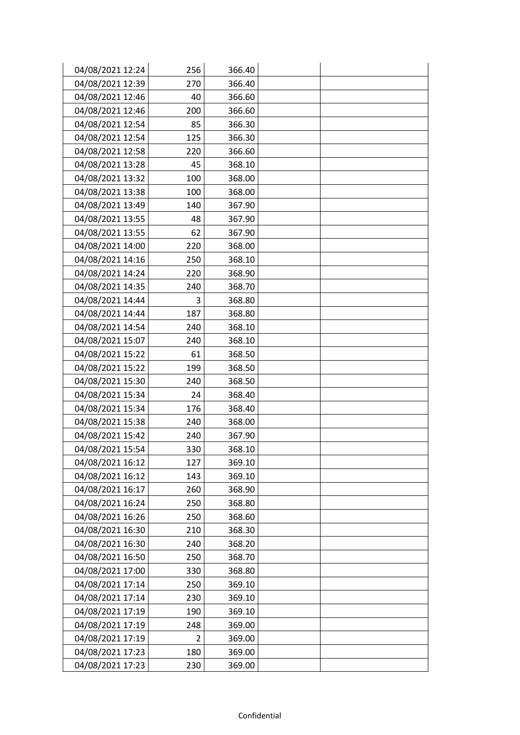| | | | | |
|---|---|---|---|---|
| 04/08/2021 12:24 | 256 | 366.40 | | |
| 04/08/2021 12:39 | 270 | 366.40 | | |
| 04/08/2021 12:46 | 40 | 366.60 | | |
| 04/08/2021 12:46 | 200 | 366.60 | | |
| 04/08/2021 12:54 | 85 | 366.30 | | |
| 04/08/2021 12:54 | 125 | 366.30 | | |
| 04/08/2021 12:58 | 220 | 366.60 | | |
| 04/08/2021 13:28 | 45 | 368.10 | | |
| 04/08/2021 13:32 | 100 | 368.00 | | |
| 04/08/2021 13:38 | 100 | 368.00 | | |
| 04/08/2021 13:49 | 140 | 367.90 | | |
| 04/08/2021 13:55 | 48 | 367.90 | | |
| 04/08/2021 13:55 | 62 | 367.90 | | |
| 04/08/2021 14:00 | 220 | 368.00 | | |
| 04/08/2021 14:16 | 250 | 368.10 | | |
| 04/08/2021 14:24 | 220 | 368.90 | | |
| 04/08/2021 14:35 | 240 | 368.70 | | |
| 04/08/2021 14:44 | 3 | 368.80 | | |
| 04/08/2021 14:44 | 187 | 368.80 | | |
| 04/08/2021 14:54 | 240 | 368.10 | | |
| 04/08/2021 15:07 | 240 | 368.10 | | |
| 04/08/2021 15:22 | 61 | 368.50 | | |
| 04/08/2021 15:22 | 199 | 368.50 | | |
| 04/08/2021 15:30 | 240 | 368.50 | | |
| 04/08/2021 15:34 | 24 | 368.40 | | |
| 04/08/2021 15:34 | 176 | 368.40 | | |
| 04/08/2021 15:38 | 240 | 368.00 | | |
| 04/08/2021 15:42 | 240 | 367.90 | | |
| 04/08/2021 15:54 | 330 | 368.10 | | |
| 04/08/2021 16:12 | 127 | 369.10 | | |
| 04/08/2021 16:12 | 143 | 369.10 | | |
| 04/08/2021 16:17 | 260 | 368.90 | | |
| 04/08/2021 16:24 | 250 | 368.80 | | |
| 04/08/2021 16:26 | 250 | 368.60 | | |
| 04/08/2021 16:30 | 210 | 368.30 | | |
| 04/08/2021 16:30 | 240 | 368.20 | | |
| 04/08/2021 16:50 | 250 | 368.70 | | |
| 04/08/2021 17:00 | 330 | 368.80 | | |
| 04/08/2021 17:14 | 250 | 369.10 | | |
| 04/08/2021 17:14 | 230 | 369.10 | | |
| 04/08/2021 17:19 | 190 | 369.10 | | |
| 04/08/2021 17:19 | 248 | 369.00 | | |
| 04/08/2021 17:19 | 2 | 369.00 | | |
| 04/08/2021 17:23 | 180 | 369.00 | | |
| 04/08/2021 17:23 | 230 | 369.00 | | |

Confidential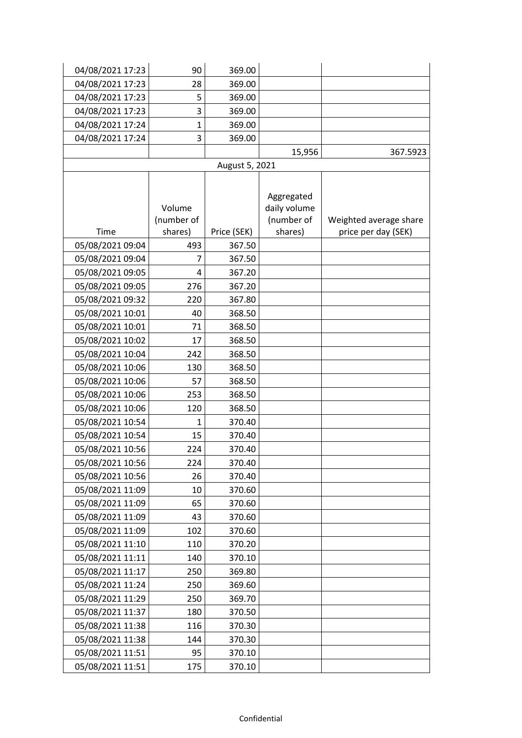| | | | | |
|---|---|---|---|---|
| 04/08/2021 17:23 | 90 | 369.00 | | |
| 04/08/2021 17:23 | 28 | 369.00 | | |
| 04/08/2021 17:23 | 5 | 369.00 | | |
| 04/08/2021 17:23 | 3 | 369.00 | | |
| 04/08/2021 17:24 | 1 | 369.00 | | |
| 04/08/2021 17:24 | 3 | 369.00 | | |
| | | | 15,956 | 367.5923 |

August 5, 2021

| Time | Volume (number of shares) | Price (SEK) | Aggregated daily volume (number of shares) | Weighted average share price per day (SEK) |
|---|---|---|---|---|
| 05/08/2021 09:04 | 493 | 367.50 | | |
| 05/08/2021 09:04 | 7 | 367.50 | | |
| 05/08/2021 09:05 | 4 | 367.20 | | |
| 05/08/2021 09:05 | 276 | 367.20 | | |
| 05/08/2021 09:32 | 220 | 367.80 | | |
| 05/08/2021 10:01 | 40 | 368.50 | | |
| 05/08/2021 10:01 | 71 | 368.50 | | |
| 05/08/2021 10:02 | 17 | 368.50 | | |
| 05/08/2021 10:04 | 242 | 368.50 | | |
| 05/08/2021 10:06 | 130 | 368.50 | | |
| 05/08/2021 10:06 | 57 | 368.50 | | |
| 05/08/2021 10:06 | 253 | 368.50 | | |
| 05/08/2021 10:06 | 120 | 368.50 | | |
| 05/08/2021 10:54 | 1 | 370.40 | | |
| 05/08/2021 10:54 | 15 | 370.40 | | |
| 05/08/2021 10:56 | 224 | 370.40 | | |
| 05/08/2021 10:56 | 224 | 370.40 | | |
| 05/08/2021 10:56 | 26 | 370.40 | | |
| 05/08/2021 11:09 | 10 | 370.60 | | |
| 05/08/2021 11:09 | 65 | 370.60 | | |
| 05/08/2021 11:09 | 43 | 370.60 | | |
| 05/08/2021 11:09 | 102 | 370.60 | | |
| 05/08/2021 11:10 | 110 | 370.20 | | |
| 05/08/2021 11:11 | 140 | 370.10 | | |
| 05/08/2021 11:17 | 250 | 369.80 | | |
| 05/08/2021 11:24 | 250 | 369.60 | | |
| 05/08/2021 11:29 | 250 | 369.70 | | |
| 05/08/2021 11:37 | 180 | 370.50 | | |
| 05/08/2021 11:38 | 116 | 370.30 | | |
| 05/08/2021 11:38 | 144 | 370.30 | | |
| 05/08/2021 11:51 | 95 | 370.10 | | |
| 05/08/2021 11:51 | 175 | 370.10 | | |

Confidential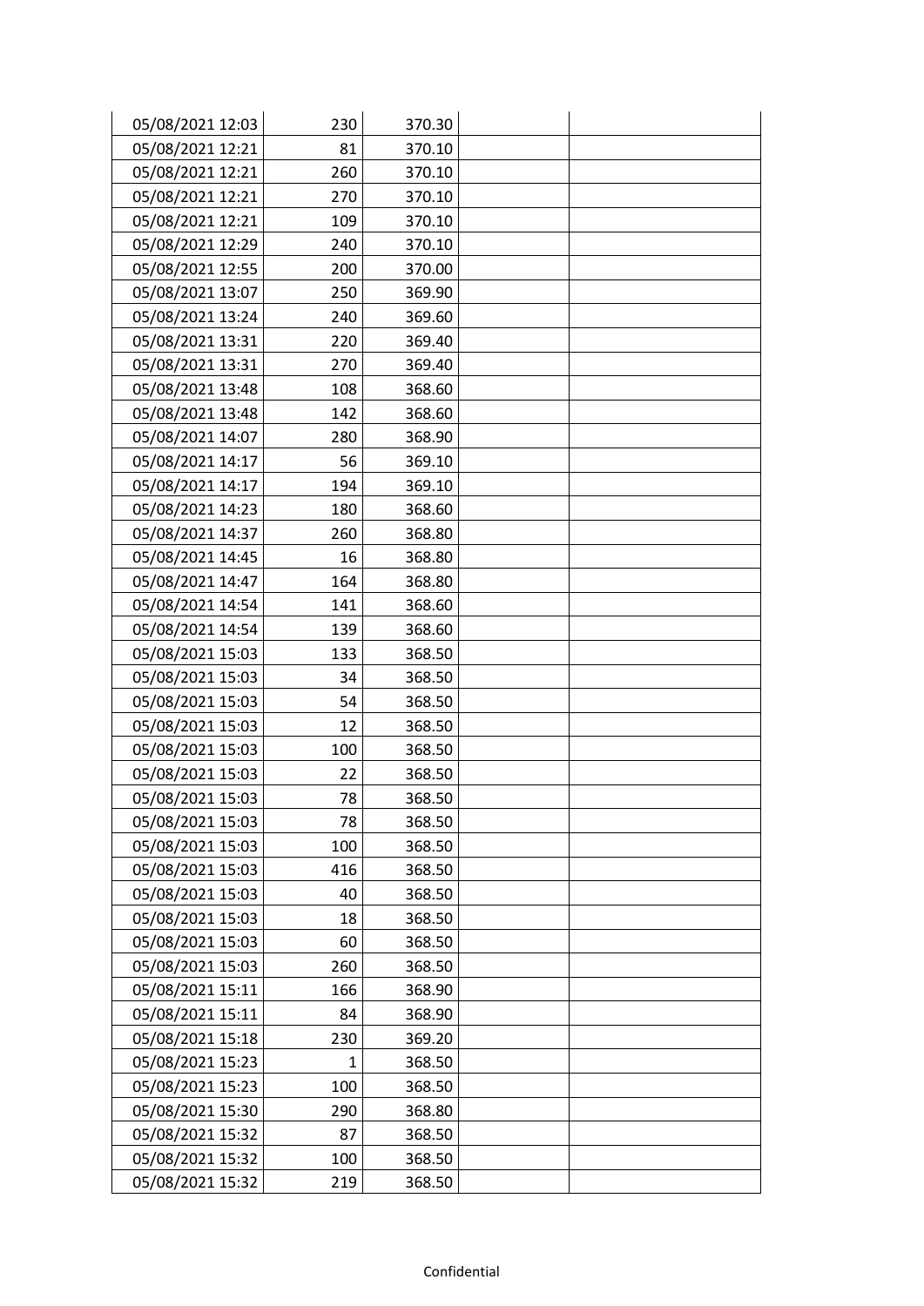| | | | | |
|---|---|---|---|---|
| 05/08/2021 12:03 | 230 | 370.30 | | |
| 05/08/2021 12:21 | 81 | 370.10 | | |
| 05/08/2021 12:21 | 260 | 370.10 | | |
| 05/08/2021 12:21 | 270 | 370.10 | | |
| 05/08/2021 12:21 | 109 | 370.10 | | |
| 05/08/2021 12:29 | 240 | 370.10 | | |
| 05/08/2021 12:55 | 200 | 370.00 | | |
| 05/08/2021 13:07 | 250 | 369.90 | | |
| 05/08/2021 13:24 | 240 | 369.60 | | |
| 05/08/2021 13:31 | 220 | 369.40 | | |
| 05/08/2021 13:31 | 270 | 369.40 | | |
| 05/08/2021 13:48 | 108 | 368.60 | | |
| 05/08/2021 13:48 | 142 | 368.60 | | |
| 05/08/2021 14:07 | 280 | 368.90 | | |
| 05/08/2021 14:17 | 56 | 369.10 | | |
| 05/08/2021 14:17 | 194 | 369.10 | | |
| 05/08/2021 14:23 | 180 | 368.60 | | |
| 05/08/2021 14:37 | 260 | 368.80 | | |
| 05/08/2021 14:45 | 16 | 368.80 | | |
| 05/08/2021 14:47 | 164 | 368.80 | | |
| 05/08/2021 14:54 | 141 | 368.60 | | |
| 05/08/2021 14:54 | 139 | 368.60 | | |
| 05/08/2021 15:03 | 133 | 368.50 | | |
| 05/08/2021 15:03 | 34 | 368.50 | | |
| 05/08/2021 15:03 | 54 | 368.50 | | |
| 05/08/2021 15:03 | 12 | 368.50 | | |
| 05/08/2021 15:03 | 100 | 368.50 | | |
| 05/08/2021 15:03 | 22 | 368.50 | | |
| 05/08/2021 15:03 | 78 | 368.50 | | |
| 05/08/2021 15:03 | 78 | 368.50 | | |
| 05/08/2021 15:03 | 100 | 368.50 | | |
| 05/08/2021 15:03 | 416 | 368.50 | | |
| 05/08/2021 15:03 | 40 | 368.50 | | |
| 05/08/2021 15:03 | 18 | 368.50 | | |
| 05/08/2021 15:03 | 60 | 368.50 | | |
| 05/08/2021 15:03 | 260 | 368.50 | | |
| 05/08/2021 15:11 | 166 | 368.90 | | |
| 05/08/2021 15:11 | 84 | 368.90 | | |
| 05/08/2021 15:18 | 230 | 369.20 | | |
| 05/08/2021 15:23 | 1 | 368.50 | | |
| 05/08/2021 15:23 | 100 | 368.50 | | |
| 05/08/2021 15:30 | 290 | 368.80 | | |
| 05/08/2021 15:32 | 87 | 368.50 | | |
| 05/08/2021 15:32 | 100 | 368.50 | | |
| 05/08/2021 15:32 | 219 | 368.50 | | |

Confidential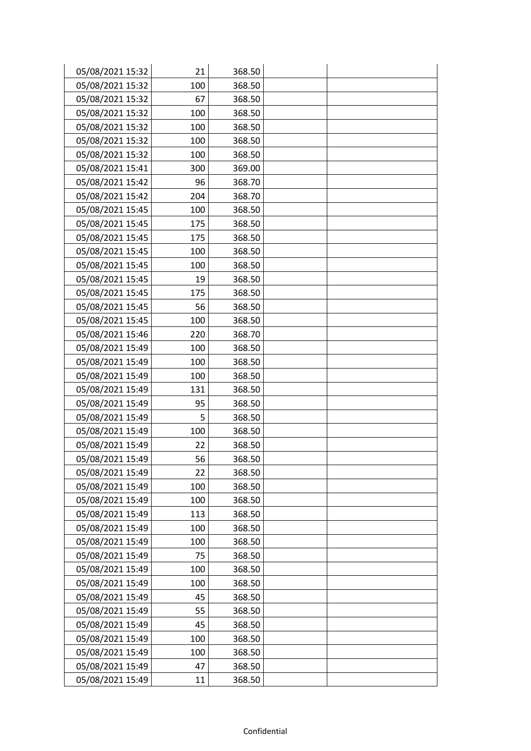| | | | | |
|---|---|---|---|---|
| 05/08/2021 15:32 | 21 | 368.50 | | |
| 05/08/2021 15:32 | 100 | 368.50 | | |
| 05/08/2021 15:32 | 67 | 368.50 | | |
| 05/08/2021 15:32 | 100 | 368.50 | | |
| 05/08/2021 15:32 | 100 | 368.50 | | |
| 05/08/2021 15:32 | 100 | 368.50 | | |
| 05/08/2021 15:32 | 100 | 368.50 | | |
| 05/08/2021 15:41 | 300 | 369.00 | | |
| 05/08/2021 15:42 | 96 | 368.70 | | |
| 05/08/2021 15:42 | 204 | 368.70 | | |
| 05/08/2021 15:45 | 100 | 368.50 | | |
| 05/08/2021 15:45 | 175 | 368.50 | | |
| 05/08/2021 15:45 | 175 | 368.50 | | |
| 05/08/2021 15:45 | 100 | 368.50 | | |
| 05/08/2021 15:45 | 100 | 368.50 | | |
| 05/08/2021 15:45 | 19 | 368.50 | | |
| 05/08/2021 15:45 | 175 | 368.50 | | |
| 05/08/2021 15:45 | 56 | 368.50 | | |
| 05/08/2021 15:45 | 100 | 368.50 | | |
| 05/08/2021 15:46 | 220 | 368.70 | | |
| 05/08/2021 15:49 | 100 | 368.50 | | |
| 05/08/2021 15:49 | 100 | 368.50 | | |
| 05/08/2021 15:49 | 100 | 368.50 | | |
| 05/08/2021 15:49 | 131 | 368.50 | | |
| 05/08/2021 15:49 | 95 | 368.50 | | |
| 05/08/2021 15:49 | 5 | 368.50 | | |
| 05/08/2021 15:49 | 100 | 368.50 | | |
| 05/08/2021 15:49 | 22 | 368.50 | | |
| 05/08/2021 15:49 | 56 | 368.50 | | |
| 05/08/2021 15:49 | 22 | 368.50 | | |
| 05/08/2021 15:49 | 100 | 368.50 | | |
| 05/08/2021 15:49 | 100 | 368.50 | | |
| 05/08/2021 15:49 | 113 | 368.50 | | |
| 05/08/2021 15:49 | 100 | 368.50 | | |
| 05/08/2021 15:49 | 100 | 368.50 | | |
| 05/08/2021 15:49 | 75 | 368.50 | | |
| 05/08/2021 15:49 | 100 | 368.50 | | |
| 05/08/2021 15:49 | 100 | 368.50 | | |
| 05/08/2021 15:49 | 45 | 368.50 | | |
| 05/08/2021 15:49 | 55 | 368.50 | | |
| 05/08/2021 15:49 | 45 | 368.50 | | |
| 05/08/2021 15:49 | 100 | 368.50 | | |
| 05/08/2021 15:49 | 100 | 368.50 | | |
| 05/08/2021 15:49 | 47 | 368.50 | | |
| 05/08/2021 15:49 | 11 | 368.50 | | |

Confidential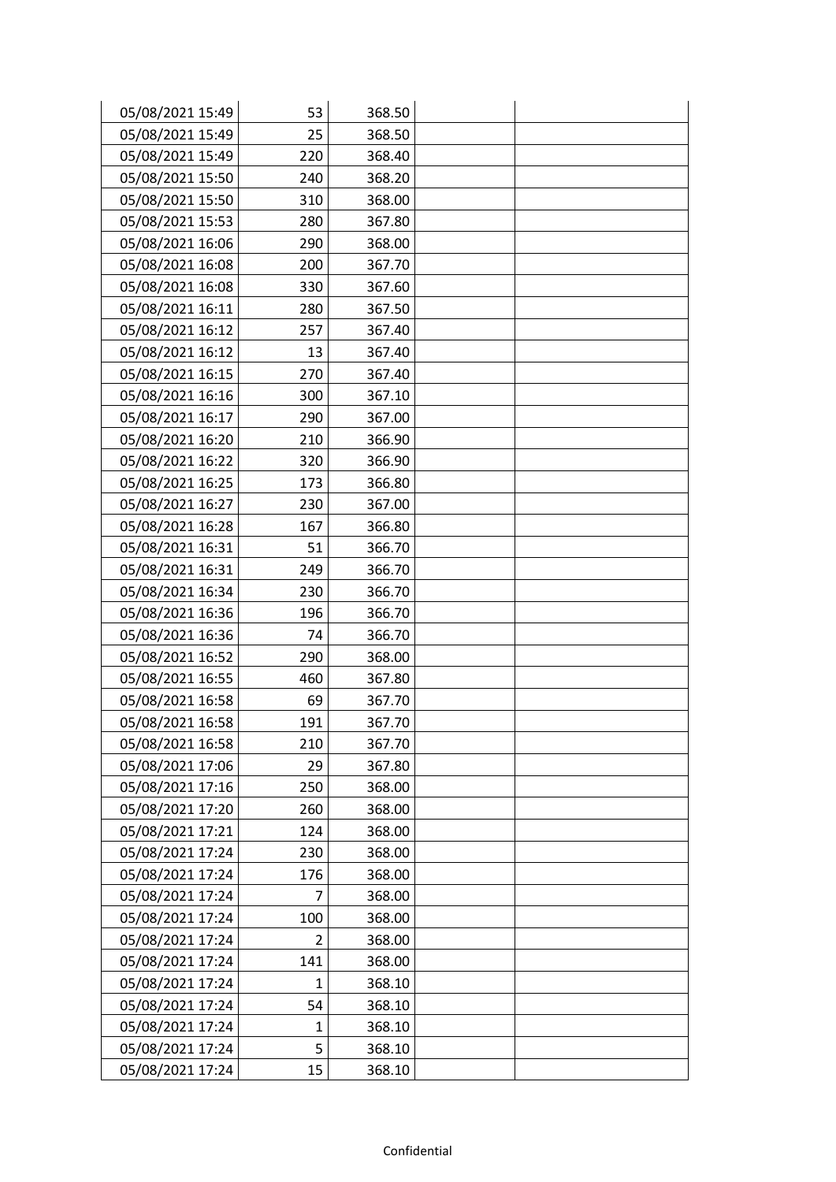| | | | | |
|---|---|---|---|---|
| 05/08/2021 15:49 | 53 | 368.50 | | |
| 05/08/2021 15:49 | 25 | 368.50 | | |
| 05/08/2021 15:49 | 220 | 368.40 | | |
| 05/08/2021 15:50 | 240 | 368.20 | | |
| 05/08/2021 15:50 | 310 | 368.00 | | |
| 05/08/2021 15:53 | 280 | 367.80 | | |
| 05/08/2021 16:06 | 290 | 368.00 | | |
| 05/08/2021 16:08 | 200 | 367.70 | | |
| 05/08/2021 16:08 | 330 | 367.60 | | |
| 05/08/2021 16:11 | 280 | 367.50 | | |
| 05/08/2021 16:12 | 257 | 367.40 | | |
| 05/08/2021 16:12 | 13 | 367.40 | | |
| 05/08/2021 16:15 | 270 | 367.40 | | |
| 05/08/2021 16:16 | 300 | 367.10 | | |
| 05/08/2021 16:17 | 290 | 367.00 | | |
| 05/08/2021 16:20 | 210 | 366.90 | | |
| 05/08/2021 16:22 | 320 | 366.90 | | |
| 05/08/2021 16:25 | 173 | 366.80 | | |
| 05/08/2021 16:27 | 230 | 367.00 | | |
| 05/08/2021 16:28 | 167 | 366.80 | | |
| 05/08/2021 16:31 | 51 | 366.70 | | |
| 05/08/2021 16:31 | 249 | 366.70 | | |
| 05/08/2021 16:34 | 230 | 366.70 | | |
| 05/08/2021 16:36 | 196 | 366.70 | | |
| 05/08/2021 16:36 | 74 | 366.70 | | |
| 05/08/2021 16:52 | 290 | 368.00 | | |
| 05/08/2021 16:55 | 460 | 367.80 | | |
| 05/08/2021 16:58 | 69 | 367.70 | | |
| 05/08/2021 16:58 | 191 | 367.70 | | |
| 05/08/2021 16:58 | 210 | 367.70 | | |
| 05/08/2021 17:06 | 29 | 367.80 | | |
| 05/08/2021 17:16 | 250 | 368.00 | | |
| 05/08/2021 17:20 | 260 | 368.00 | | |
| 05/08/2021 17:21 | 124 | 368.00 | | |
| 05/08/2021 17:24 | 230 | 368.00 | | |
| 05/08/2021 17:24 | 176 | 368.00 | | |
| 05/08/2021 17:24 | 7 | 368.00 | | |
| 05/08/2021 17:24 | 100 | 368.00 | | |
| 05/08/2021 17:24 | 2 | 368.00 | | |
| 05/08/2021 17:24 | 141 | 368.00 | | |
| 05/08/2021 17:24 | 1 | 368.10 | | |
| 05/08/2021 17:24 | 54 | 368.10 | | |
| 05/08/2021 17:24 | 1 | 368.10 | | |
| 05/08/2021 17:24 | 5 | 368.10 | | |
| 05/08/2021 17:24 | 15 | 368.10 | | |

Confidential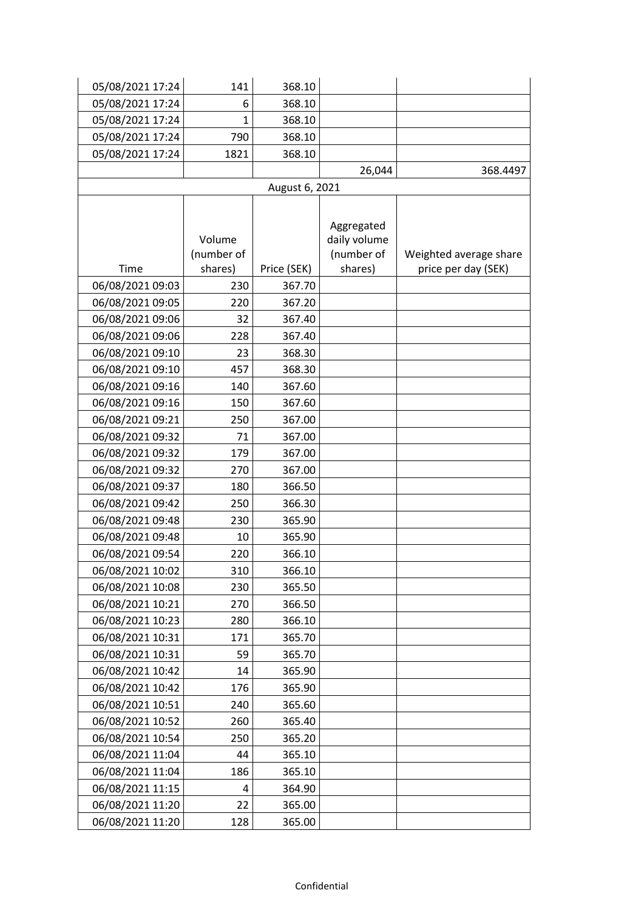| | | | | |
|---|---|---|---|---|
| 05/08/2021 17:24 | 141 | 368.10 | | |
| 05/08/2021 17:24 | 6 | 368.10 | | |
| 05/08/2021 17:24 | 1 | 368.10 | | |
| 05/08/2021 17:24 | 790 | 368.10 | | |
| 05/08/2021 17:24 | 1821 | 368.10 | | |
| | | | 26,044 | 368.4497 |

August 6, 2021

| Time | Volume (number of shares) | Price (SEK) | Aggregated daily volume (number of shares) | Weighted average share price per day (SEK) |
|---|---|---|---|---|
| 06/08/2021 09:03 | 230 | 367.70 | | |
| 06/08/2021 09:05 | 220 | 367.20 | | |
| 06/08/2021 09:06 | 32 | 367.40 | | |
| 06/08/2021 09:06 | 228 | 367.40 | | |
| 06/08/2021 09:10 | 23 | 368.30 | | |
| 06/08/2021 09:10 | 457 | 368.30 | | |
| 06/08/2021 09:16 | 140 | 367.60 | | |
| 06/08/2021 09:16 | 150 | 367.60 | | |
| 06/08/2021 09:21 | 250 | 367.00 | | |
| 06/08/2021 09:32 | 71 | 367.00 | | |
| 06/08/2021 09:32 | 179 | 367.00 | | |
| 06/08/2021 09:32 | 270 | 367.00 | | |
| 06/08/2021 09:37 | 180 | 366.50 | | |
| 06/08/2021 09:42 | 250 | 366.30 | | |
| 06/08/2021 09:48 | 230 | 365.90 | | |
| 06/08/2021 09:48 | 10 | 365.90 | | |
| 06/08/2021 09:54 | 220 | 366.10 | | |
| 06/08/2021 10:02 | 310 | 366.10 | | |
| 06/08/2021 10:08 | 230 | 365.50 | | |
| 06/08/2021 10:21 | 270 | 366.50 | | |
| 06/08/2021 10:23 | 280 | 366.10 | | |
| 06/08/2021 10:31 | 171 | 365.70 | | |
| 06/08/2021 10:31 | 59 | 365.70 | | |
| 06/08/2021 10:42 | 14 | 365.90 | | |
| 06/08/2021 10:42 | 176 | 365.90 | | |
| 06/08/2021 10:51 | 240 | 365.60 | | |
| 06/08/2021 10:52 | 260 | 365.40 | | |
| 06/08/2021 10:54 | 250 | 365.20 | | |
| 06/08/2021 11:04 | 44 | 365.10 | | |
| 06/08/2021 11:04 | 186 | 365.10 | | |
| 06/08/2021 11:15 | 4 | 364.90 | | |
| 06/08/2021 11:20 | 22 | 365.00 | | |
| 06/08/2021 11:20 | 128 | 365.00 | | |

Confidential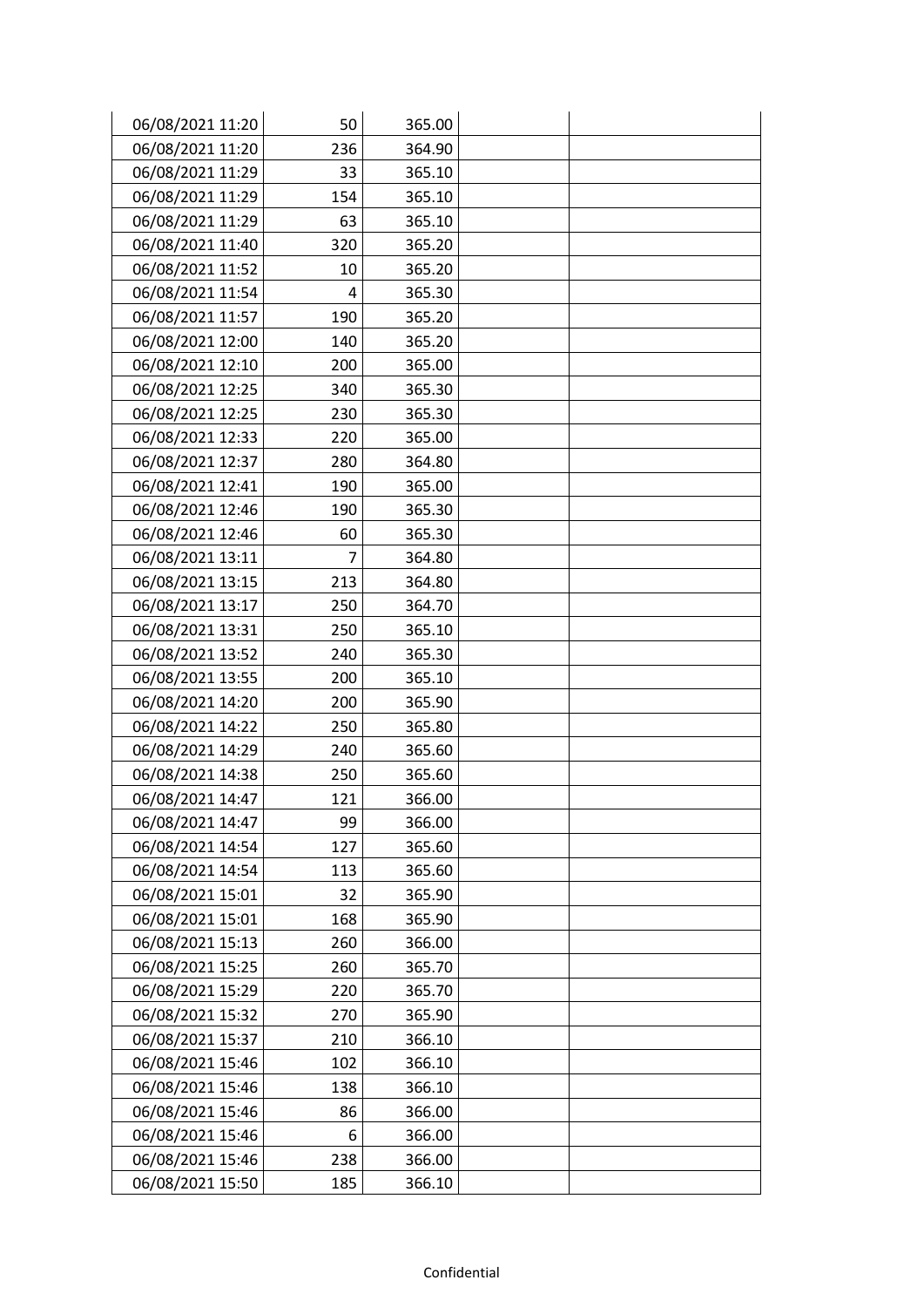| | | | | |
|---|---|---|---|---|
| 06/08/2021 11:20 | 50 | 365.00 | | |
| 06/08/2021 11:20 | 236 | 364.90 | | |
| 06/08/2021 11:29 | 33 | 365.10 | | |
| 06/08/2021 11:29 | 154 | 365.10 | | |
| 06/08/2021 11:29 | 63 | 365.10 | | |
| 06/08/2021 11:40 | 320 | 365.20 | | |
| 06/08/2021 11:52 | 10 | 365.20 | | |
| 06/08/2021 11:54 | 4 | 365.30 | | |
| 06/08/2021 11:57 | 190 | 365.20 | | |
| 06/08/2021 12:00 | 140 | 365.20 | | |
| 06/08/2021 12:10 | 200 | 365.00 | | |
| 06/08/2021 12:25 | 340 | 365.30 | | |
| 06/08/2021 12:25 | 230 | 365.30 | | |
| 06/08/2021 12:33 | 220 | 365.00 | | |
| 06/08/2021 12:37 | 280 | 364.80 | | |
| 06/08/2021 12:41 | 190 | 365.00 | | |
| 06/08/2021 12:46 | 190 | 365.30 | | |
| 06/08/2021 12:46 | 60 | 365.30 | | |
| 06/08/2021 13:11 | 7 | 364.80 | | |
| 06/08/2021 13:15 | 213 | 364.80 | | |
| 06/08/2021 13:17 | 250 | 364.70 | | |
| 06/08/2021 13:31 | 250 | 365.10 | | |
| 06/08/2021 13:52 | 240 | 365.30 | | |
| 06/08/2021 13:55 | 200 | 365.10 | | |
| 06/08/2021 14:20 | 200 | 365.90 | | |
| 06/08/2021 14:22 | 250 | 365.80 | | |
| 06/08/2021 14:29 | 240 | 365.60 | | |
| 06/08/2021 14:38 | 250 | 365.60 | | |
| 06/08/2021 14:47 | 121 | 366.00 | | |
| 06/08/2021 14:47 | 99 | 366.00 | | |
| 06/08/2021 14:54 | 127 | 365.60 | | |
| 06/08/2021 14:54 | 113 | 365.60 | | |
| 06/08/2021 15:01 | 32 | 365.90 | | |
| 06/08/2021 15:01 | 168 | 365.90 | | |
| 06/08/2021 15:13 | 260 | 366.00 | | |
| 06/08/2021 15:25 | 260 | 365.70 | | |
| 06/08/2021 15:29 | 220 | 365.70 | | |
| 06/08/2021 15:32 | 270 | 365.90 | | |
| 06/08/2021 15:37 | 210 | 366.10 | | |
| 06/08/2021 15:46 | 102 | 366.10 | | |
| 06/08/2021 15:46 | 138 | 366.10 | | |
| 06/08/2021 15:46 | 86 | 366.00 | | |
| 06/08/2021 15:46 | 6 | 366.00 | | |
| 06/08/2021 15:46 | 238 | 366.00 | | |
| 06/08/2021 15:50 | 185 | 366.10 | | |

Confidential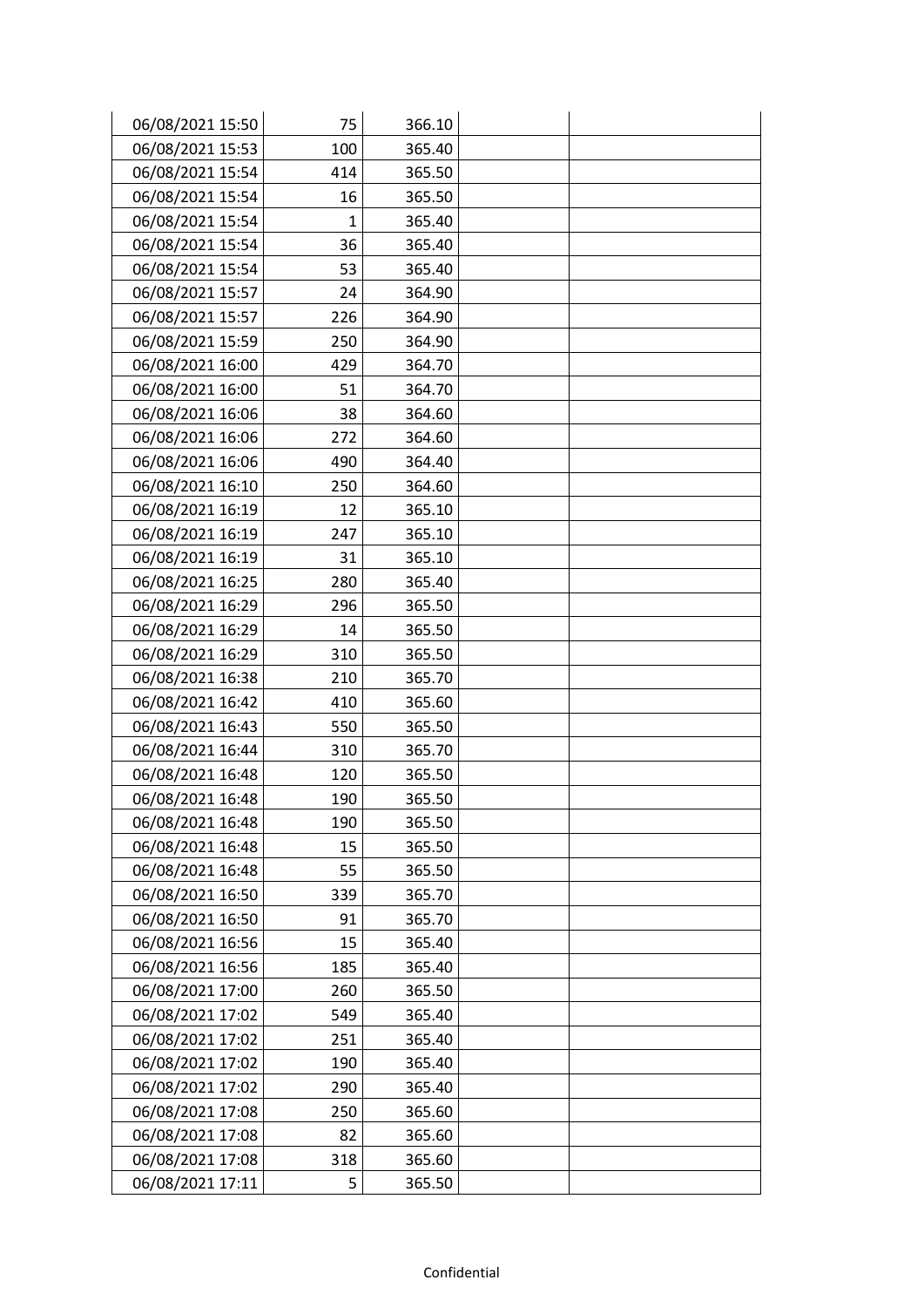| | | | | |
|---|---|---|---|---|
| 06/08/2021 15:50 | 75 | 366.10 | | |
| 06/08/2021 15:53 | 100 | 365.40 | | |
| 06/08/2021 15:54 | 414 | 365.50 | | |
| 06/08/2021 15:54 | 16 | 365.50 | | |
| 06/08/2021 15:54 | 1 | 365.40 | | |
| 06/08/2021 15:54 | 36 | 365.40 | | |
| 06/08/2021 15:54 | 53 | 365.40 | | |
| 06/08/2021 15:57 | 24 | 364.90 | | |
| 06/08/2021 15:57 | 226 | 364.90 | | |
| 06/08/2021 15:59 | 250 | 364.90 | | |
| 06/08/2021 16:00 | 429 | 364.70 | | |
| 06/08/2021 16:00 | 51 | 364.70 | | |
| 06/08/2021 16:06 | 38 | 364.60 | | |
| 06/08/2021 16:06 | 272 | 364.60 | | |
| 06/08/2021 16:06 | 490 | 364.40 | | |
| 06/08/2021 16:10 | 250 | 364.60 | | |
| 06/08/2021 16:19 | 12 | 365.10 | | |
| 06/08/2021 16:19 | 247 | 365.10 | | |
| 06/08/2021 16:19 | 31 | 365.10 | | |
| 06/08/2021 16:25 | 280 | 365.40 | | |
| 06/08/2021 16:29 | 296 | 365.50 | | |
| 06/08/2021 16:29 | 14 | 365.50 | | |
| 06/08/2021 16:29 | 310 | 365.50 | | |
| 06/08/2021 16:38 | 210 | 365.70 | | |
| 06/08/2021 16:42 | 410 | 365.60 | | |
| 06/08/2021 16:43 | 550 | 365.50 | | |
| 06/08/2021 16:44 | 310 | 365.70 | | |
| 06/08/2021 16:48 | 120 | 365.50 | | |
| 06/08/2021 16:48 | 190 | 365.50 | | |
| 06/08/2021 16:48 | 190 | 365.50 | | |
| 06/08/2021 16:48 | 15 | 365.50 | | |
| 06/08/2021 16:48 | 55 | 365.50 | | |
| 06/08/2021 16:50 | 339 | 365.70 | | |
| 06/08/2021 16:50 | 91 | 365.70 | | |
| 06/08/2021 16:56 | 15 | 365.40 | | |
| 06/08/2021 16:56 | 185 | 365.40 | | |
| 06/08/2021 17:00 | 260 | 365.50 | | |
| 06/08/2021 17:02 | 549 | 365.40 | | |
| 06/08/2021 17:02 | 251 | 365.40 | | |
| 06/08/2021 17:02 | 190 | 365.40 | | |
| 06/08/2021 17:02 | 290 | 365.40 | | |
| 06/08/2021 17:08 | 250 | 365.60 | | |
| 06/08/2021 17:08 | 82 | 365.60 | | |
| 06/08/2021 17:08 | 318 | 365.60 | | |
| 06/08/2021 17:11 | 5 | 365.50 | | |

Confidential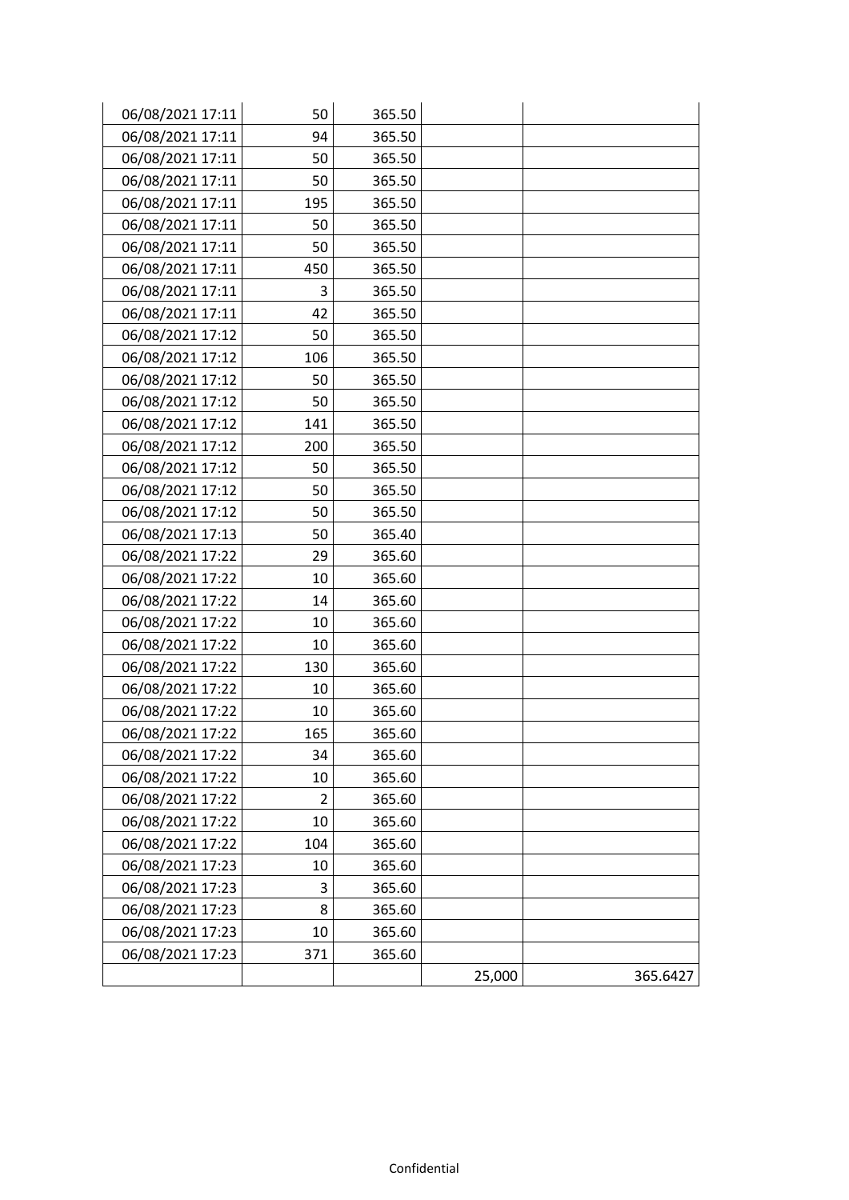| | | | | |
|---|---|---|---|---|
| 06/08/2021 17:11 | 50 | 365.50 | | |
| 06/08/2021 17:11 | 94 | 365.50 | | |
| 06/08/2021 17:11 | 50 | 365.50 | | |
| 06/08/2021 17:11 | 50 | 365.50 | | |
| 06/08/2021 17:11 | 195 | 365.50 | | |
| 06/08/2021 17:11 | 50 | 365.50 | | |
| 06/08/2021 17:11 | 50 | 365.50 | | |
| 06/08/2021 17:11 | 450 | 365.50 | | |
| 06/08/2021 17:11 | 3 | 365.50 | | |
| 06/08/2021 17:11 | 42 | 365.50 | | |
| 06/08/2021 17:12 | 50 | 365.50 | | |
| 06/08/2021 17:12 | 106 | 365.50 | | |
| 06/08/2021 17:12 | 50 | 365.50 | | |
| 06/08/2021 17:12 | 50 | 365.50 | | |
| 06/08/2021 17:12 | 141 | 365.50 | | |
| 06/08/2021 17:12 | 200 | 365.50 | | |
| 06/08/2021 17:12 | 50 | 365.50 | | |
| 06/08/2021 17:12 | 50 | 365.50 | | |
| 06/08/2021 17:12 | 50 | 365.50 | | |
| 06/08/2021 17:13 | 50 | 365.40 | | |
| 06/08/2021 17:22 | 29 | 365.60 | | |
| 06/08/2021 17:22 | 10 | 365.60 | | |
| 06/08/2021 17:22 | 14 | 365.60 | | |
| 06/08/2021 17:22 | 10 | 365.60 | | |
| 06/08/2021 17:22 | 10 | 365.60 | | |
| 06/08/2021 17:22 | 130 | 365.60 | | |
| 06/08/2021 17:22 | 10 | 365.60 | | |
| 06/08/2021 17:22 | 10 | 365.60 | | |
| 06/08/2021 17:22 | 165 | 365.60 | | |
| 06/08/2021 17:22 | 34 | 365.60 | | |
| 06/08/2021 17:22 | 10 | 365.60 | | |
| 06/08/2021 17:22 | 2 | 365.60 | | |
| 06/08/2021 17:22 | 10 | 365.60 | | |
| 06/08/2021 17:22 | 104 | 365.60 | | |
| 06/08/2021 17:23 | 10 | 365.60 | | |
| 06/08/2021 17:23 | 3 | 365.60 | | |
| 06/08/2021 17:23 | 8 | 365.60 | | |
| 06/08/2021 17:23 | 10 | 365.60 | | |
| 06/08/2021 17:23 | 371 | 365.60 | | |
| | | | 25,000 | 365.6427 |

Confidential